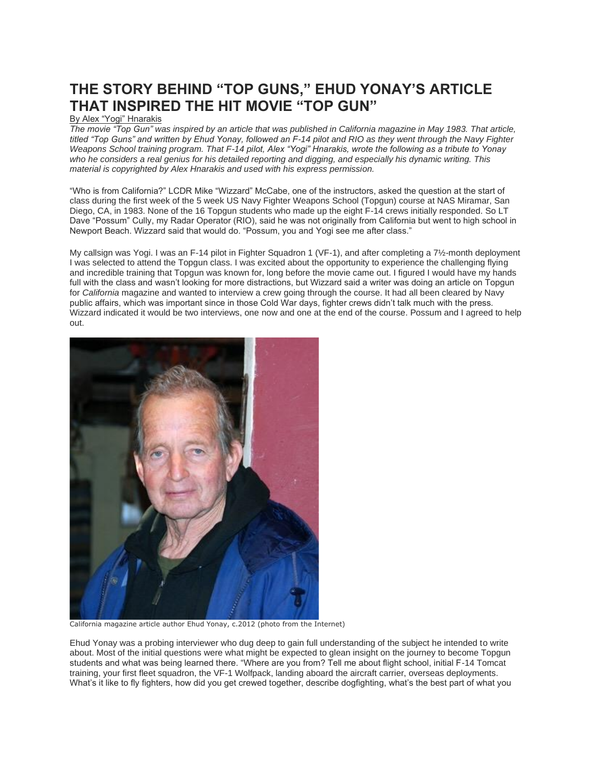# THE STORY BEHIND "TOP GUNS," EHUD YONAY'S ARTICLE THAT INSPIRED THE HIT MOVIE "TOP GUN"

By Alex "Yogi" Hnarakis

*The movie "Top Gun" was inspired by an article that was published in California magazine in May 1983. That article, titled "Top Guns" and written by Ehud Yonay, followed an F-14 pilot and RIO as they went through the Navy Fighter Weapons School training program. That F-14 pilot, Alex "Yogi" Hnarakis, wrote the following as a tribute to Yonay who he considers a real genius for his detailed reporting and digging, and especially his dynamic writing. This material is copyrighted by Alex Hnarakis and used with his express permission.*

"Who is from California?" LCDR Mike "Wizzard" McCabe, one of the instructors, asked the question at the start of class during the first week of the 5 week US Navy Fighter Weapons School (Topgun) course at NAS Miramar, San Diego, CA, in 1983. None of the 16 Topgun students who made up the eight F-14 crews initially responded. So LT Dave "Possum" Cully, my Radar Operator (RIO), said he was not originally from California but went to high school in Newport Beach. Wizzard said that would do. "Possum, you and Yogi see me after class."

My callsign was Yogi. I was an F-14 pilot in Fighter Squadron 1 (VF-1), and after completing a 7½-month deployment I was selected to attend the Topgun class. I was excited about the opportunity to experience the challenging flying and incredible training that Topgun was known for, long before the movie came out. I figured I would have my hands full with the class and wasn't looking for more distractions, but Wizzard said a writer was doing an article on Topgun for *California* magazine and wanted to interview a crew going through the course. It had all been cleared by Navy public affairs, which was important since in those Cold War days, fighter crews didn't talk much with the press. Wizzard indicated it would be two interviews, one now and one at the end of the course. Possum and I agreed to help out.

California magazine article author Ehud Yonay, c.2012 (photo from the Internet)

Ehud Yonay was a probing interviewer who dug deep to gain full understanding of the subject he intended to write about. Most of the initial questions were what might be expected to glean insight on the journey to become Topgun students and what was being learned there. "Where are you from? Tell me about flight school, initial F-14 Tomcat training, your first fleet squadron, the VF-1 Wolfpack, landing aboard the aircraft carrier, overseas deployments. What's it like to fly fighters, how did you get crewed together, describe dogfighting, what's the best part of what you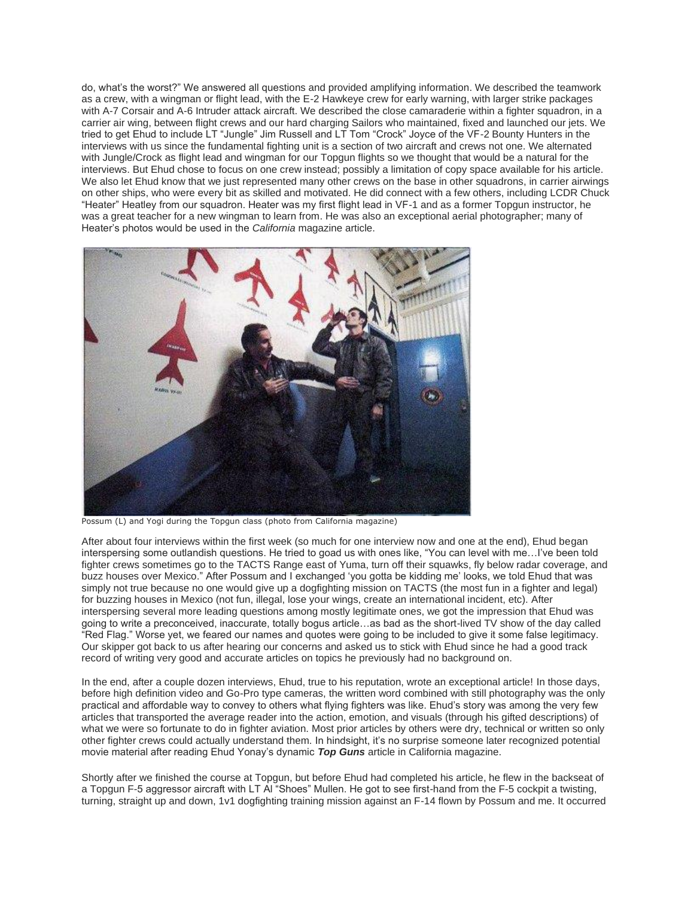do, what's the worst?" We answered all questions and provided amplifying information. We described the teamwork as a crew, with a wingman or flight lead, with the E-2 Hawkeye crew for early warning, with larger strike packages with A-7 Corsair and A-6 Intruder attack aircraft. We described the close camaraderie within a fighter squadron, in a carrier air wing, between flight crews and our hard charging Sailors who maintained, fixed and launched our jets. We tried to get Ehud to include LT "Jungle" Jim Russell and LT Tom "Crock" Joyce of the VF-2 Bounty Hunters in the interviews with us since the fundamental fighting unit is a section of two aircraft and crews not one. We alternated with Jungle/Crock as flight lead and wingman for our Topgun flights so we thought that would be a natural for the interviews. But Ehud chose to focus on one crew instead; possibly a limitation of copy space available for his article. We also let Ehud know that we just represented many other crews on the base in other squadrons, in carrier airwings on other ships, who were every bit as skilled and motivated. He did connect with a few others, including LCDR Chuck "Heater" Heatley from our squadron. Heater was my first flight lead in VF-1 and as a former Topgun instructor, he was a great teacher for a new wingman to learn from. He was also an exceptional aerial photographer; many of Heater's photos would be used in the *California* magazine article.

Possum (L) and Yogi during the Topgun class (photo from California magazine)

After about four interviews within the first week (so much for one interview now and one at the end), Ehud began interspersing some outlandish questions. He tried to goad us with ones like, "You can level with me…I've been told fighter crews sometimes go to the TACTS Range east of Yuma, turn off their squawks, fly below radar coverage, and buzz houses over Mexico." After Possum and I exchanged 'you gotta be kidding me' looks, we told Ehud that was simply not true because no one would give up a dogfighting mission on TACTS (the most fun in a fighter and legal) for buzzing houses in Mexico (not fun, illegal, lose your wings, create an international incident, etc). After interspersing several more leading questions among mostly legitimate ones, we got the impression that Ehud was going to write a preconceived, inaccurate, totally bogus article…as bad as the short-lived TV show of the day called "Red Flag." Worse yet, we feared our names and quotes were going to be included to give it some false legitimacy. Our skipper got back to us after hearing our concerns and asked us to stick with Ehud since he had a good track record of writing very good and accurate articles on topics he previously had no background on.

In the end, after a couple dozen interviews, Ehud, true to his reputation, wrote an exceptional article! In those days, before high definition video and Go-Pro type cameras, the written word combined with still photography was the only practical and affordable way to convey to others what flying fighters was like. Ehud's story was among the very few articles that transported the average reader into the action, emotion, and visuals (through his gifted descriptions) of what we were so fortunate to do in fighter aviation. Most prior articles by others were dry, technical or written so only other fighter crews could actually understand them. In hindsight, it's no surprise someone later recognized potential movie material after reading Ehud Yonay's dynamic ***Top Guns*** article in California magazine.

Shortly after we finished the course at Topgun, but before Ehud had completed his article, he flew in the backseat of a Topgun F-5 aggressor aircraft with LT Al "Shoes" Mullen. He got to see first-hand from the F-5 cockpit a twisting, turning, straight up and down, 1v1 dogfighting training mission against an F-14 flown by Possum and me. It occurred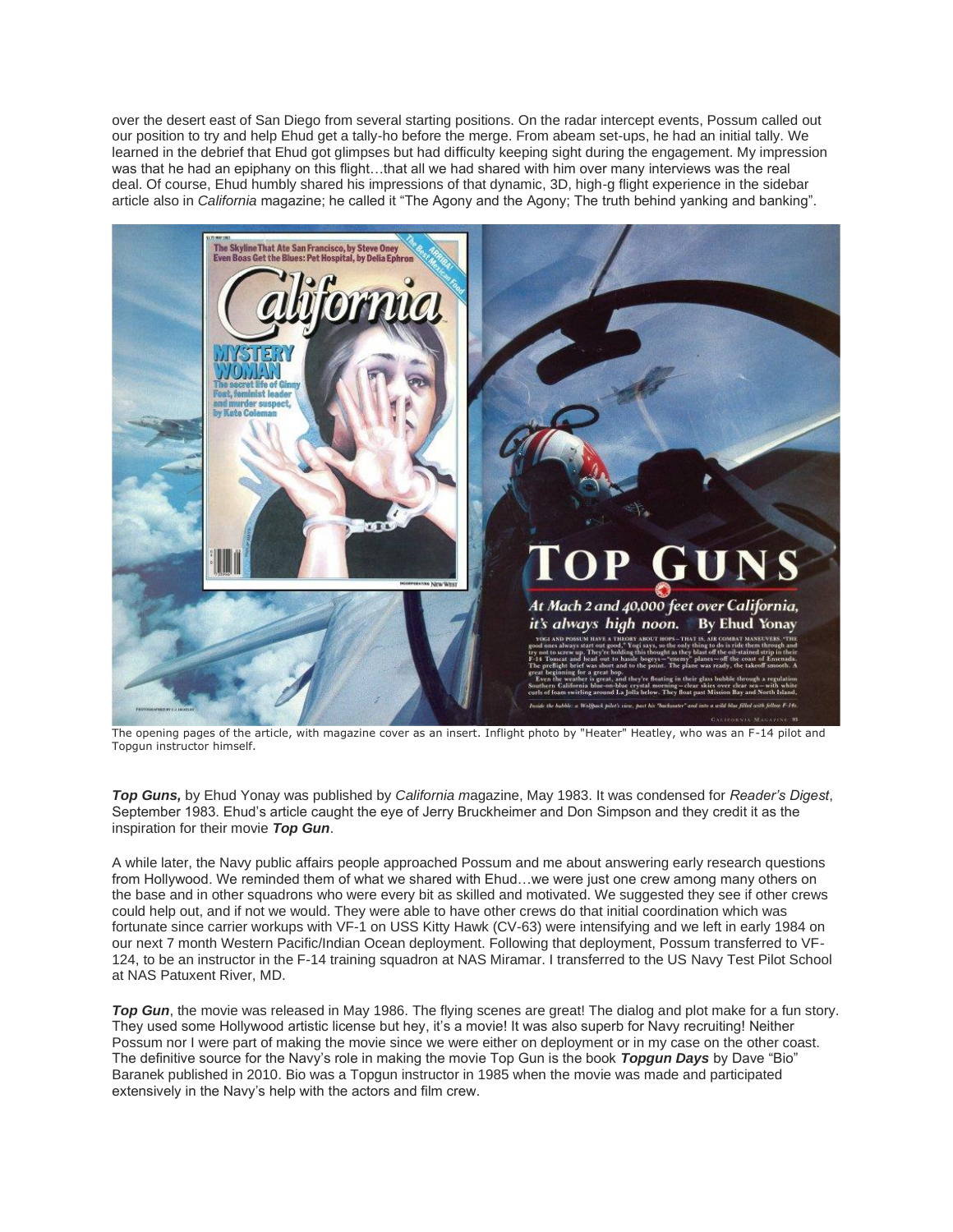over the desert east of San Diego from several starting positions. On the radar intercept events, Possum called out our position to try and help Ehud get a tally-ho before the merge. From abeam set-ups, he had an initial tally. We learned in the debrief that Ehud got glimpses but had difficulty keeping sight during the engagement. My impression was that he had an epiphany on this flight…that all we had shared with him over many interviews was the real deal. Of course, Ehud humbly shared his impressions of that dynamic, 3D, high-g flight experience in the sidebar article also in *California* magazine; he called it "The Agony and the Agony; The truth behind yanking and banking".

The opening pages of the article, with magazine cover as an insert. Inflight photo by "Heater" Heatley, who was an F-14 pilot and Topgun instructor himself.

***Top Guns,*** by Ehud Yonay was published by *California m*agazine, May 1983. It was condensed for *Reader's Digest*, September 1983. Ehud's article caught the eye of Jerry Bruckheimer and Don Simpson and they credit it as the inspiration for their movie ***Top Gun***.

A while later, the Navy public affairs people approached Possum and me about answering early research questions from Hollywood. We reminded them of what we shared with Ehud…we were just one crew among many others on the base and in other squadrons who were every bit as skilled and motivated. We suggested they see if other crews could help out, and if not we would. They were able to have other crews do that initial coordination which was fortunate since carrier workups with VF-1 on USS Kitty Hawk (CV-63) were intensifying and we left in early 1984 on our next 7 month Western Pacific/Indian Ocean deployment. Following that deployment, Possum transferred to VF-124, to be an instructor in the F-14 training squadron at NAS Miramar. I transferred to the US Navy Test Pilot School at NAS Patuxent River, MD.

***Top Gun***, the movie was released in May 1986. The flying scenes are great! The dialog and plot make for a fun story. They used some Hollywood artistic license but hey, it's a movie! It was also superb for Navy recruiting! Neither Possum nor I were part of making the movie since we were either on deployment or in my case on the other coast. The definitive source for the Navy's role in making the movie Top Gun is the book ***Topgun Days*** by Dave "Bio" Baranek published in 2010. Bio was a Topgun instructor in 1985 when the movie was made and participated extensively in the Navy's help with the actors and film crew.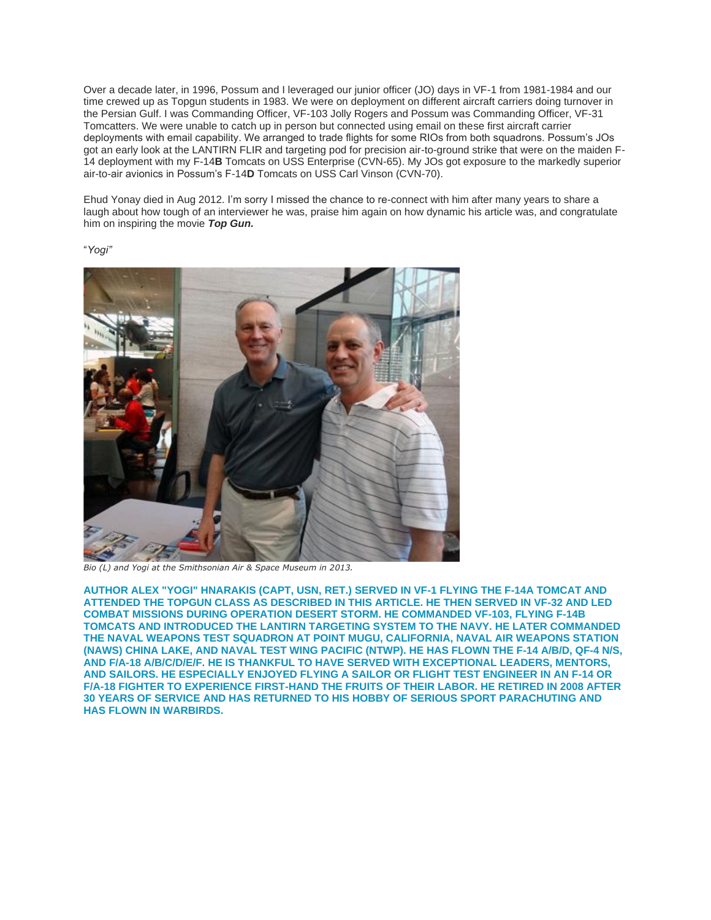Over a decade later, in 1996, Possum and I leveraged our junior officer (JO) days in VF-1 from 1981-1984 and our time crewed up as Topgun students in 1983. We were on deployment on different aircraft carriers doing turnover in the Persian Gulf. I was Commanding Officer, VF-103 Jolly Rogers and Possum was Commanding Officer, VF-31 Tomcatters. We were unable to catch up in person but connected using email on these first aircraft carrier deployments with email capability. We arranged to trade flights for some RIOs from both squadrons. Possum's JOs got an early look at the LANTIRN FLIR and targeting pod for precision air-to-ground strike that were on the maiden F-14 deployment with my F-14**B** Tomcats on USS Enterprise (CVN-65). My JOs got exposure to the markedly superior air-to-air avionics in Possum's F-14**D** Tomcats on USS Carl Vinson (CVN-70).

Ehud Yonay died in Aug 2012. I'm sorry I missed the chance to re-connect with him after many years to share a laugh about how tough of an interviewer he was, praise him again on how dynamic his article was, and congratulate him on inspiring the movie ***Top Gun.***

"*Yogi"*

*Bio (L) and Yogi at the Smithsonian Air & Space Museum in 2013.*

**AUTHOR ALEX "YOGI" HNARAKIS (CAPT, USN, RET.) SERVED IN VF-1 FLYING THE F-14A TOMCAT AND ATTENDED THE TOPGUN CLASS AS DESCRIBED IN THIS ARTICLE. HE THEN SERVED IN VF-32 AND LED COMBAT MISSIONS DURING OPERATION DESERT STORM. HE COMMANDED VF-103, FLYING F-14B TOMCATS AND INTRODUCED THE LANTIRN TARGETING SYSTEM TO THE NAVY. HE LATER COMMANDED THE NAVAL WEAPONS TEST SQUADRON AT POINT MUGU, CALIFORNIA, NAVAL AIR WEAPONS STATION (NAWS) CHINA LAKE, AND NAVAL TEST WING PACIFIC (NTWP). HE HAS FLOWN THE F-14 A/B/D, QF-4 N/S, AND F/A-18 A/B/C/D/E/F. HE IS THANKFUL TO HAVE SERVED WITH EXCEPTIONAL LEADERS, MENTORS, AND SAILORS. HE ESPECIALLY ENJOYED FLYING A SAILOR OR FLIGHT TEST ENGINEER IN AN F-14 OR F/A-18 FIGHTER TO EXPERIENCE FIRST-HAND THE FRUITS OF THEIR LABOR. HE RETIRED IN 2008 AFTER 30 YEARS OF SERVICE AND HAS RETURNED TO HIS HOBBY OF SERIOUS SPORT PARACHUTING AND HAS FLOWN IN WARBIRDS.**